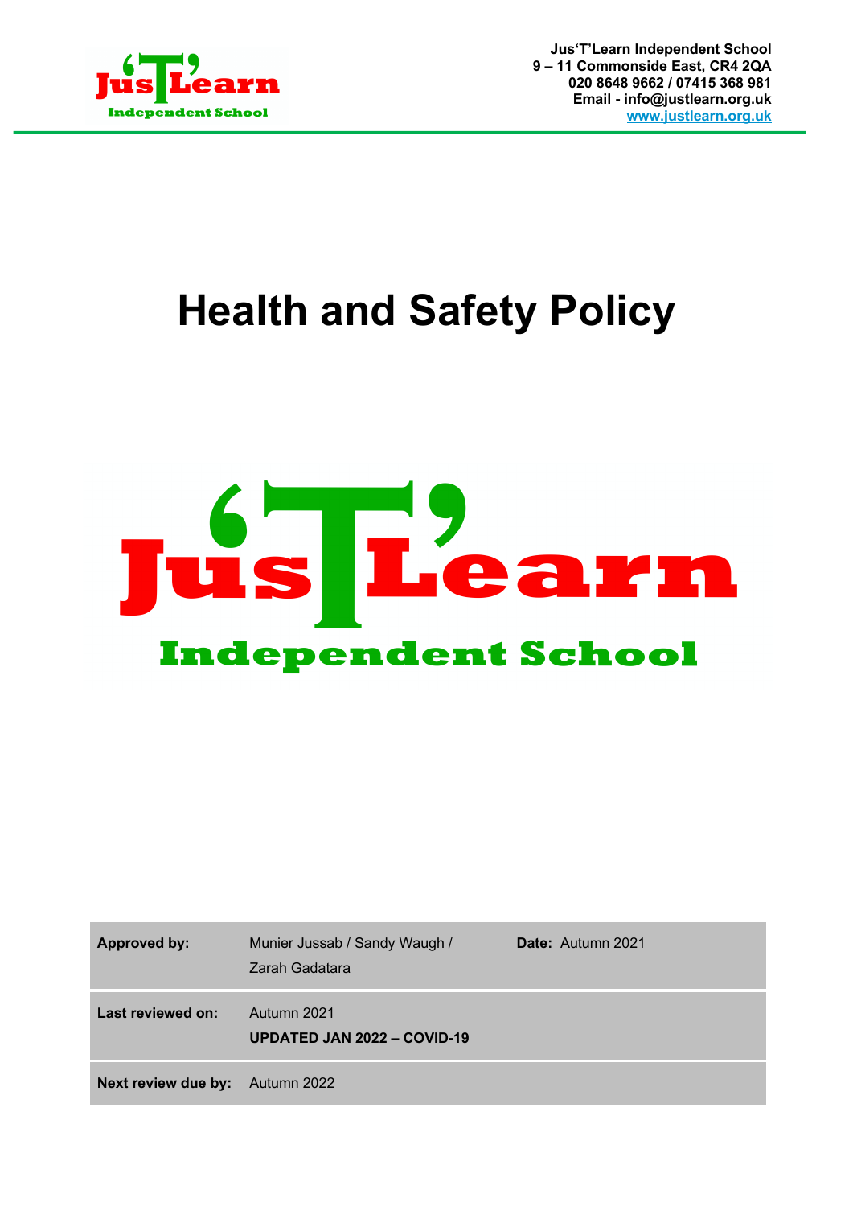Jus'T'Learn Independent School
9 – 11 Commonside East, CR4 2QA
020 8648 9662 / 07415 368 981
Email - info@justlearn.org.uk
www.justlearn.org.uk

# Health and Safety Policy

| | | |
|---|---|---|
| **Approved by:** | Munier Jussab / Sandy Waugh / Zarah Gadatara | **Date:** Autumn 2021 |
| **Last reviewed on:** | Autumn 2021 **UPDATED JAN 2022 – COVID-19** | |
| **Next review due by:** | Autumn 2022 | |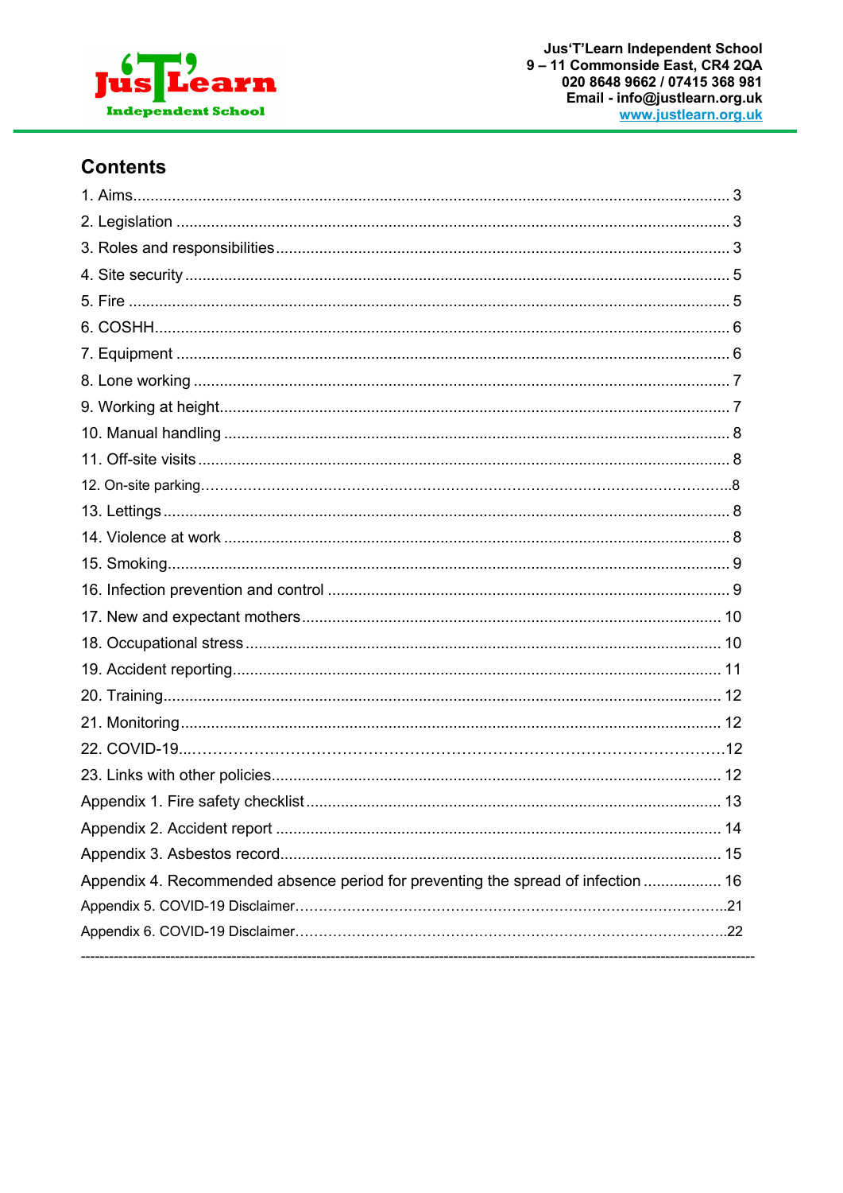## Contents

1. Aims .......... 3
2. Legislation .......... 3
3. Roles and responsibilities .......... 3
4. Site security .......... 5
5. Fire .......... 5
6. COSHH .......... 6
7. Equipment .......... 6
8. Lone working .......... 7
9. Working at height .......... 7
10. Manual handling .......... 8
11. Off-site visits .......... 8
12. On-site parking .......... 8
13. Lettings .......... 8
14. Violence at work .......... 8
15. Smoking .......... 9
16. Infection prevention and control .......... 9
17. New and expectant mothers .......... 10
18. Occupational stress .......... 10
19. Accident reporting .......... 11
20. Training .......... 12
21. Monitoring .......... 12
22. COVID-19 .......... 12
23. Links with other policies .......... 12

Appendix 1. Fire safety checklist .......... 13

Appendix 2. Accident report .......... 14

Appendix 3. Asbestos record .......... 15

Appendix 4. Recommended absence period for preventing the spread of infection .......... 16

Appendix 5. COVID-19 Disclaimer .......... 21

Appendix 6. COVID-19 Disclaimer .......... 22

---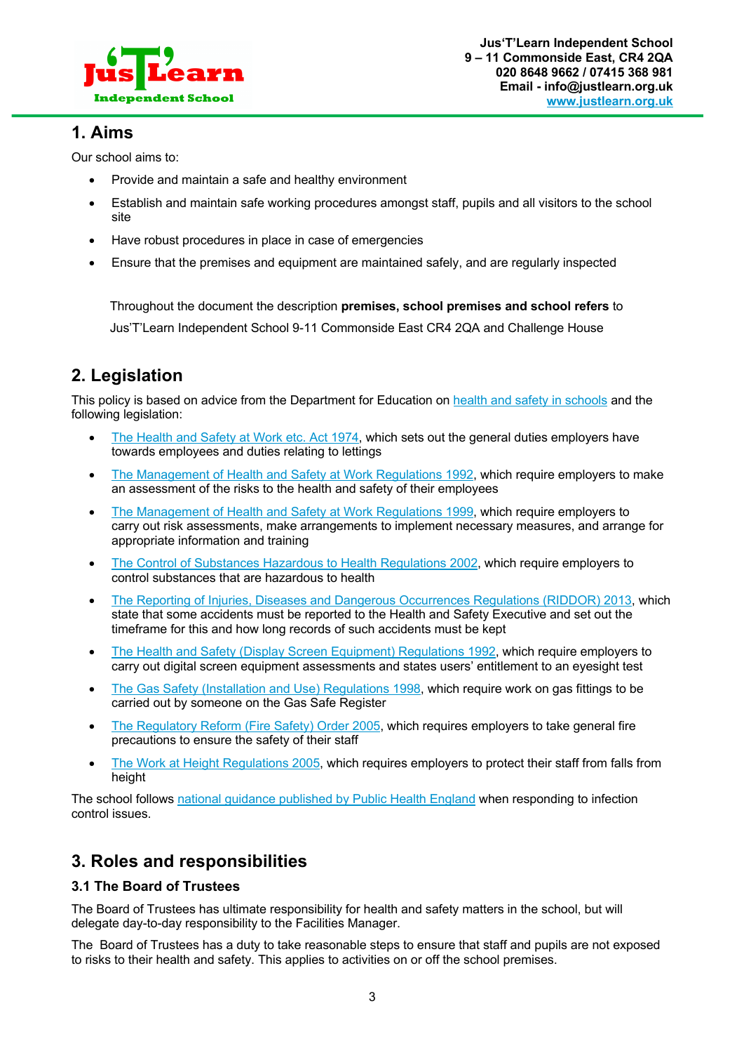## 1. Aims

Our school aims to:

- Provide and maintain a safe and healthy environment
- Establish and maintain safe working procedures amongst staff, pupils and all visitors to the school site
- Have robust procedures in place in case of emergencies
- Ensure that the premises and equipment are maintained safely, and are regularly inspected

Throughout the document the description **premises, school premises and school refers** to Jus'T'Learn Independent School 9-11 Commonside East CR4 2QA and Challenge House

## 2. Legislation

This policy is based on advice from the Department for Education on health and safety in schools and the following legislation:

- The Health and Safety at Work etc. Act 1974, which sets out the general duties employers have towards employees and duties relating to lettings
- The Management of Health and Safety at Work Regulations 1992, which require employers to make an assessment of the risks to the health and safety of their employees
- The Management of Health and Safety at Work Regulations 1999, which require employers to carry out risk assessments, make arrangements to implement necessary measures, and arrange for appropriate information and training
- The Control of Substances Hazardous to Health Regulations 2002, which require employers to control substances that are hazardous to health
- The Reporting of Injuries, Diseases and Dangerous Occurrences Regulations (RIDDOR) 2013, which state that some accidents must be reported to the Health and Safety Executive and set out the timeframe for this and how long records of such accidents must be kept
- The Health and Safety (Display Screen Equipment) Regulations 1992, which require employers to carry out digital screen equipment assessments and states users' entitlement to an eyesight test
- The Gas Safety (Installation and Use) Regulations 1998, which require work on gas fittings to be carried out by someone on the Gas Safe Register
- The Regulatory Reform (Fire Safety) Order 2005, which requires employers to take general fire precautions to ensure the safety of their staff
- The Work at Height Regulations 2005, which requires employers to protect their staff from falls from height

The school follows national guidance published by Public Health England when responding to infection control issues.

## 3. Roles and responsibilities

### 3.1 The Board of Trustees

The Board of Trustees has ultimate responsibility for health and safety matters in the school, but will delegate day-to-day responsibility to the Facilities Manager.

The Board of Trustees has a duty to take reasonable steps to ensure that staff and pupils are not exposed to risks to their health and safety. This applies to activities on or off the school premises.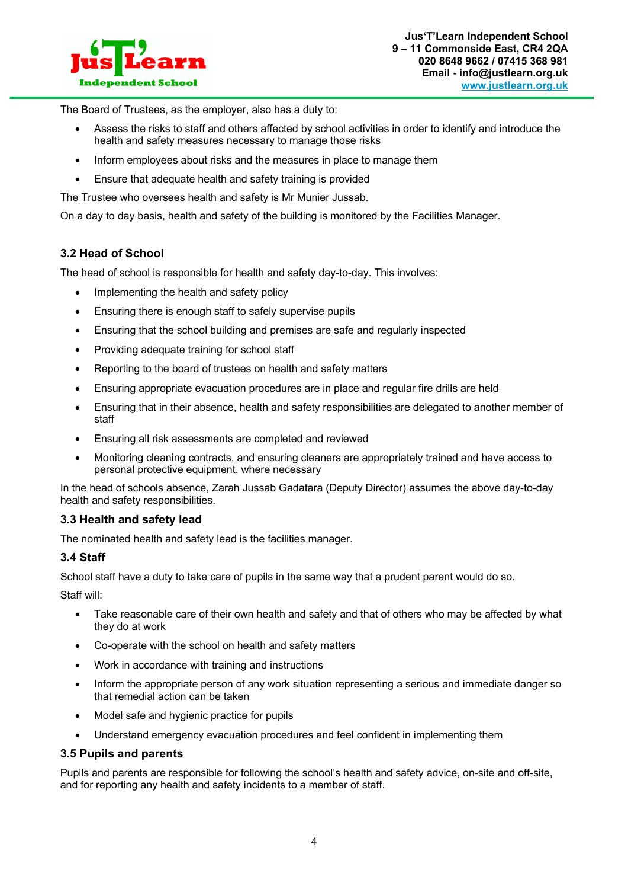The Board of Trustees, as the employer, also has a duty to:

- Assess the risks to staff and others affected by school activities in order to identify and introduce the health and safety measures necessary to manage those risks
- Inform employees about risks and the measures in place to manage them
- Ensure that adequate health and safety training is provided

The Trustee who oversees health and safety is Mr Munier Jussab.

On a day to day basis, health and safety of the building is monitored by the Facilities Manager.

### 3.2 Head of School

The head of school is responsible for health and safety day-to-day. This involves:

- Implementing the health and safety policy
- Ensuring there is enough staff to safely supervise pupils
- Ensuring that the school building and premises are safe and regularly inspected
- Providing adequate training for school staff
- Reporting to the board of trustees on health and safety matters
- Ensuring appropriate evacuation procedures are in place and regular fire drills are held
- Ensuring that in their absence, health and safety responsibilities are delegated to another member of staff
- Ensuring all risk assessments are completed and reviewed
- Monitoring cleaning contracts, and ensuring cleaners are appropriately trained and have access to personal protective equipment, where necessary

In the head of schools absence, Zarah Jussab Gadatara (Deputy Director) assumes the above day-to-day health and safety responsibilities.

### 3.3 Health and safety lead

The nominated health and safety lead is the facilities manager.

### 3.4 Staff

School staff have a duty to take care of pupils in the same way that a prudent parent would do so.

Staff will:

- Take reasonable care of their own health and safety and that of others who may be affected by what they do at work
- Co-operate with the school on health and safety matters
- Work in accordance with training and instructions
- Inform the appropriate person of any work situation representing a serious and immediate danger so that remedial action can be taken
- Model safe and hygienic practice for pupils
- Understand emergency evacuation procedures and feel confident in implementing them

### 3.5 Pupils and parents

Pupils and parents are responsible for following the school's health and safety advice, on-site and off-site, and for reporting any health and safety incidents to a member of staff.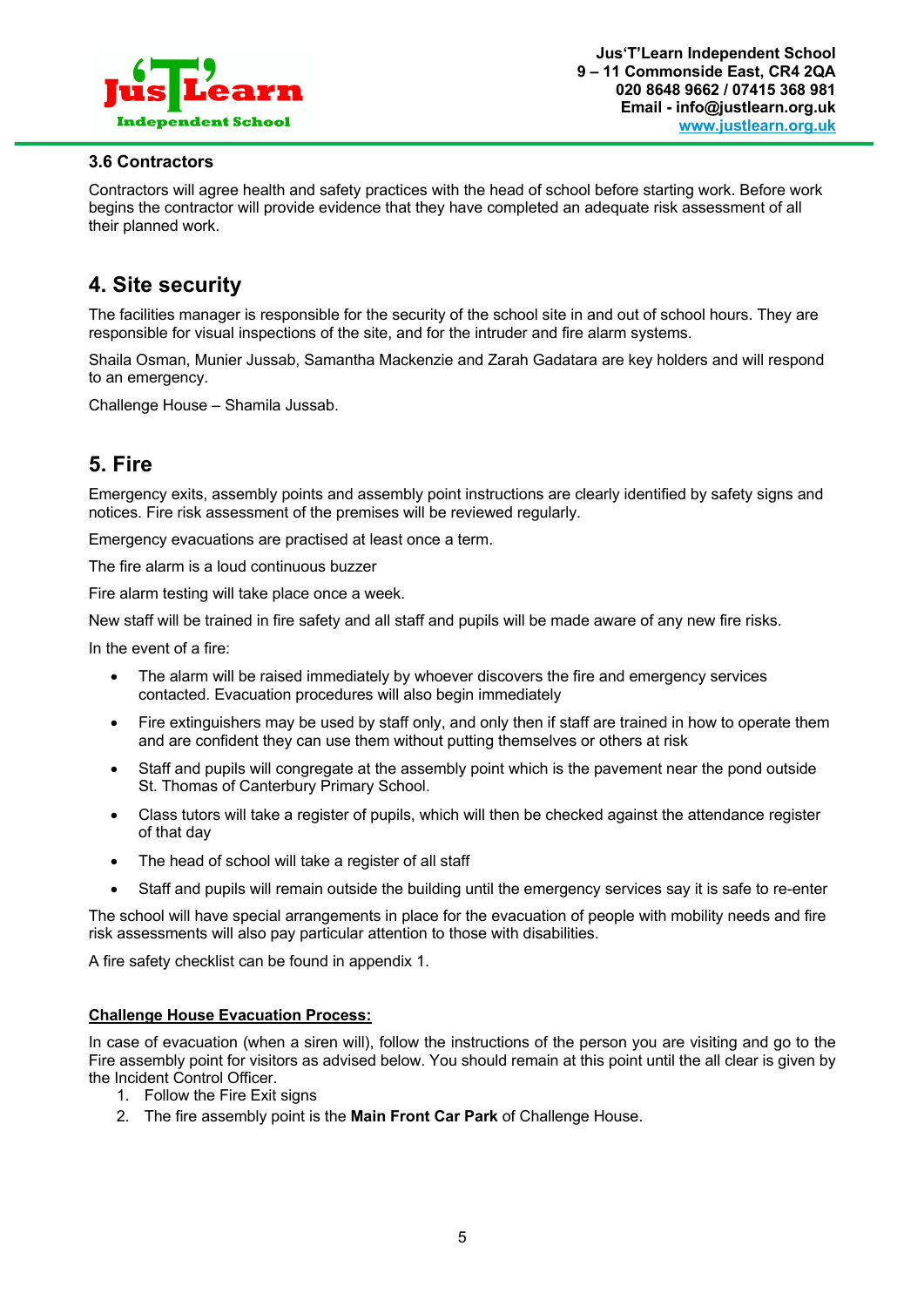### 3.6 Contractors

Contractors will agree health and safety practices with the head of school before starting work. Before work begins the contractor will provide evidence that they have completed an adequate risk assessment of all their planned work.

## 4. Site security

The facilities manager is responsible for the security of the school site in and out of school hours. They are responsible for visual inspections of the site, and for the intruder and fire alarm systems.

Shaila Osman, Munier Jussab, Samantha Mackenzie and Zarah Gadatara are key holders and will respond to an emergency.

Challenge House – Shamila Jussab.

## 5. Fire

Emergency exits, assembly points and assembly point instructions are clearly identified by safety signs and notices. Fire risk assessment of the premises will be reviewed regularly.

Emergency evacuations are practised at least once a term.

The fire alarm is a loud continuous buzzer

Fire alarm testing will take place once a week.

New staff will be trained in fire safety and all staff and pupils will be made aware of any new fire risks.

In the event of a fire:

- The alarm will be raised immediately by whoever discovers the fire and emergency services contacted. Evacuation procedures will also begin immediately
- Fire extinguishers may be used by staff only, and only then if staff are trained in how to operate them and are confident they can use them without putting themselves or others at risk
- Staff and pupils will congregate at the assembly point which is the pavement near the pond outside St. Thomas of Canterbury Primary School.
- Class tutors will take a register of pupils, which will then be checked against the attendance register of that day
- The head of school will take a register of all staff
- Staff and pupils will remain outside the building until the emergency services say it is safe to re-enter

The school will have special arrangements in place for the evacuation of people with mobility needs and fire risk assessments will also pay particular attention to those with disabilities.

A fire safety checklist can be found in appendix 1.

**Challenge House Evacuation Process:**

In case of evacuation (when a siren will), follow the instructions of the person you are visiting and go to the Fire assembly point for visitors as advised below. You should remain at this point until the all clear is given by the Incident Control Officer.

1. Follow the Fire Exit signs
2. The fire assembly point is the **Main Front Car Park** of Challenge House.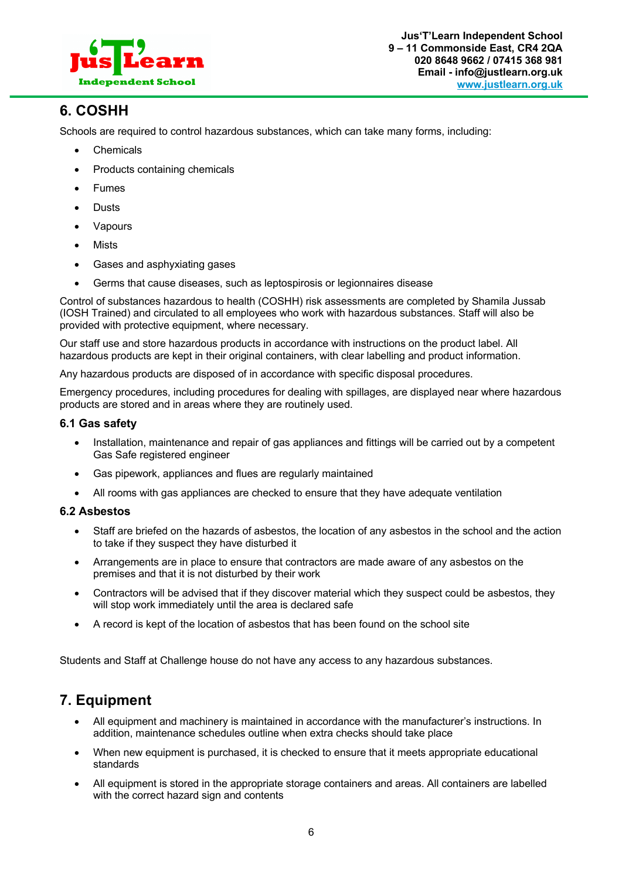## 6. COSHH

Schools are required to control hazardous substances, which can take many forms, including:

- Chemicals
- Products containing chemicals
- Fumes
- Dusts
- Vapours
- Mists
- Gases and asphyxiating gases
- Germs that cause diseases, such as leptospirosis or legionnaires disease

Control of substances hazardous to health (COSHH) risk assessments are completed by Shamila Jussab (IOSH Trained) and circulated to all employees who work with hazardous substances. Staff will also be provided with protective equipment, where necessary.

Our staff use and store hazardous products in accordance with instructions on the product label. All hazardous products are kept in their original containers, with clear labelling and product information.

Any hazardous products are disposed of in accordance with specific disposal procedures.

Emergency procedures, including procedures for dealing with spillages, are displayed near where hazardous products are stored and in areas where they are routinely used.

### 6.1 Gas safety

- Installation, maintenance and repair of gas appliances and fittings will be carried out by a competent Gas Safe registered engineer
- Gas pipework, appliances and flues are regularly maintained
- All rooms with gas appliances are checked to ensure that they have adequate ventilation

### 6.2 Asbestos

- Staff are briefed on the hazards of asbestos, the location of any asbestos in the school and the action to take if they suspect they have disturbed it
- Arrangements are in place to ensure that contractors are made aware of any asbestos on the premises and that it is not disturbed by their work
- Contractors will be advised that if they discover material which they suspect could be asbestos, they will stop work immediately until the area is declared safe
- A record is kept of the location of asbestos that has been found on the school site

Students and Staff at Challenge house do not have any access to any hazardous substances.

## 7. Equipment

- All equipment and machinery is maintained in accordance with the manufacturer's instructions. In addition, maintenance schedules outline when extra checks should take place
- When new equipment is purchased, it is checked to ensure that it meets appropriate educational standards
- All equipment is stored in the appropriate storage containers and areas. All containers are labelled with the correct hazard sign and contents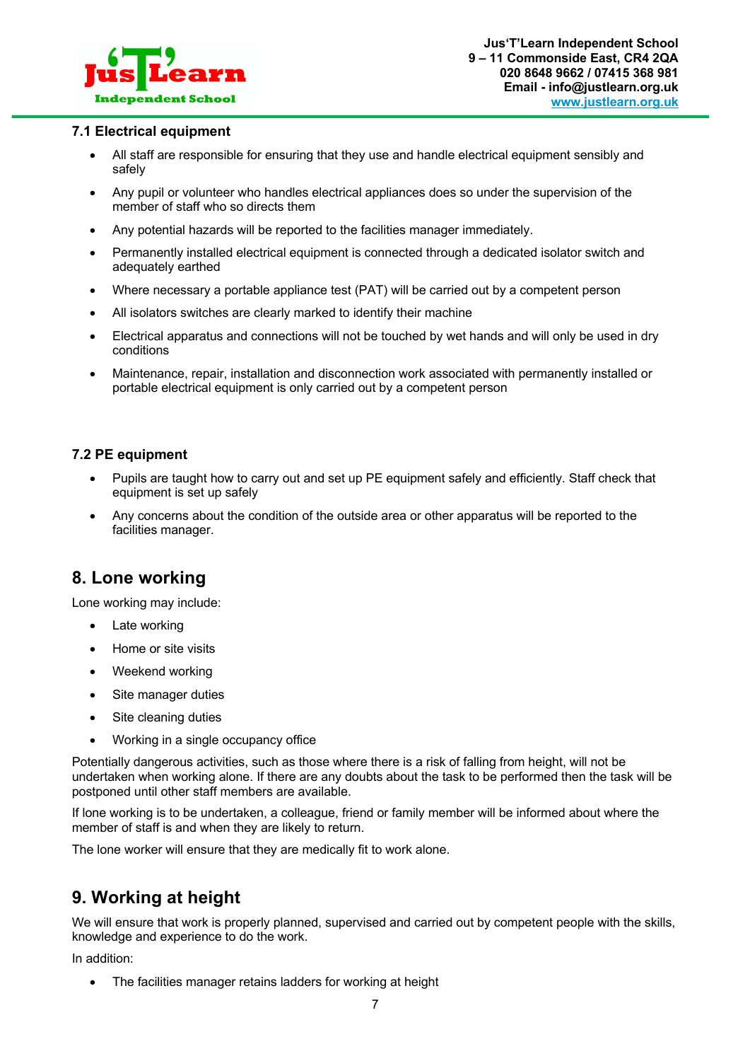### 7.1 Electrical equipment

- All staff are responsible for ensuring that they use and handle electrical equipment sensibly and safely
- Any pupil or volunteer who handles electrical appliances does so under the supervision of the member of staff who so directs them
- Any potential hazards will be reported to the facilities manager immediately.
- Permanently installed electrical equipment is connected through a dedicated isolator switch and adequately earthed
- Where necessary a portable appliance test (PAT) will be carried out by a competent person
- All isolators switches are clearly marked to identify their machine
- Electrical apparatus and connections will not be touched by wet hands and will only be used in dry conditions
- Maintenance, repair, installation and disconnection work associated with permanently installed or portable electrical equipment is only carried out by a competent person

### 7.2 PE equipment

- Pupils are taught how to carry out and set up PE equipment safely and efficiently. Staff check that equipment is set up safely
- Any concerns about the condition of the outside area or other apparatus will be reported to the facilities manager.

## 8. Lone working

Lone working may include:

- Late working
- Home or site visits
- Weekend working
- Site manager duties
- Site cleaning duties
- Working in a single occupancy office

Potentially dangerous activities, such as those where there is a risk of falling from height, will not be undertaken when working alone. If there are any doubts about the task to be performed then the task will be postponed until other staff members are available.

If lone working is to be undertaken, a colleague, friend or family member will be informed about where the member of staff is and when they are likely to return.

The lone worker will ensure that they are medically fit to work alone.

## 9. Working at height

We will ensure that work is properly planned, supervised and carried out by competent people with the skills, knowledge and experience to do the work.

In addition:

- The facilities manager retains ladders for working at height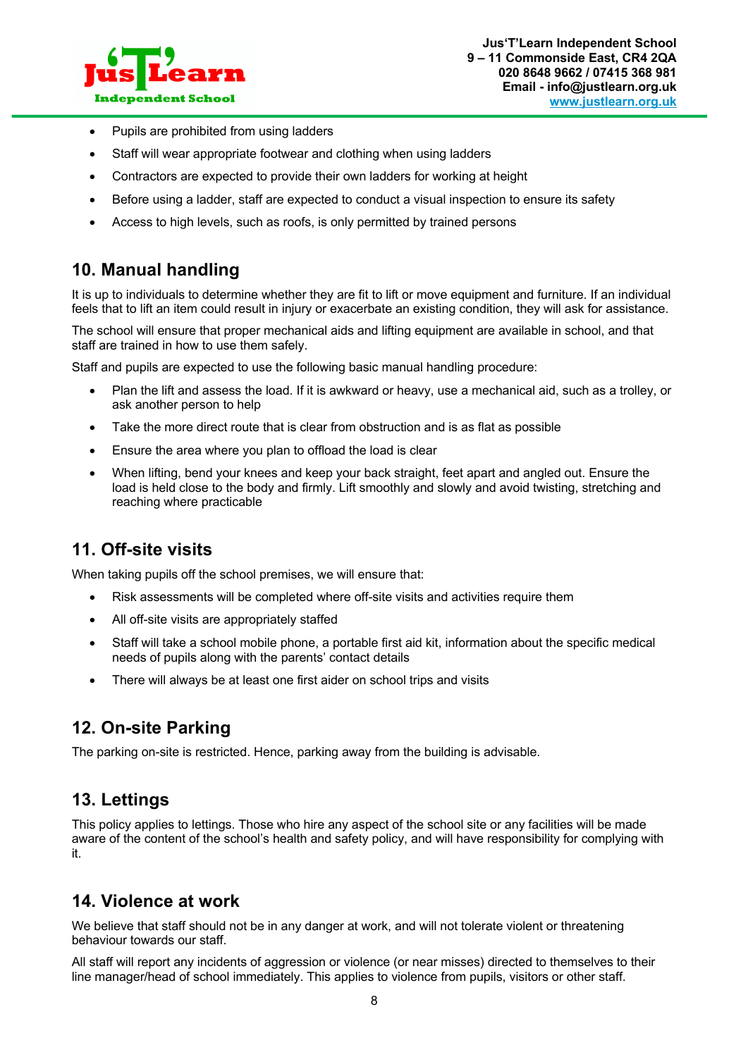- Pupils are prohibited from using ladders
- Staff will wear appropriate footwear and clothing when using ladders
- Contractors are expected to provide their own ladders for working at height
- Before using a ladder, staff are expected to conduct a visual inspection to ensure its safety
- Access to high levels, such as roofs, is only permitted by trained persons

## 10. Manual handling

It is up to individuals to determine whether they are fit to lift or move equipment and furniture. If an individual feels that to lift an item could result in injury or exacerbate an existing condition, they will ask for assistance.

The school will ensure that proper mechanical aids and lifting equipment are available in school, and that staff are trained in how to use them safely.

Staff and pupils are expected to use the following basic manual handling procedure:

- Plan the lift and assess the load. If it is awkward or heavy, use a mechanical aid, such as a trolley, or ask another person to help
- Take the more direct route that is clear from obstruction and is as flat as possible
- Ensure the area where you plan to offload the load is clear
- When lifting, bend your knees and keep your back straight, feet apart and angled out. Ensure the load is held close to the body and firmly. Lift smoothly and slowly and avoid twisting, stretching and reaching where practicable

## 11. Off-site visits

When taking pupils off the school premises, we will ensure that:

- Risk assessments will be completed where off-site visits and activities require them
- All off-site visits are appropriately staffed
- Staff will take a school mobile phone, a portable first aid kit, information about the specific medical needs of pupils along with the parents' contact details
- There will always be at least one first aider on school trips and visits

## 12. On-site Parking

The parking on-site is restricted. Hence, parking away from the building is advisable.

## 13. Lettings

This policy applies to lettings. Those who hire any aspect of the school site or any facilities will be made aware of the content of the school's health and safety policy, and will have responsibility for complying with it.

## 14. Violence at work

We believe that staff should not be in any danger at work, and will not tolerate violent or threatening behaviour towards our staff.

All staff will report any incidents of aggression or violence (or near misses) directed to themselves to their line manager/head of school immediately. This applies to violence from pupils, visitors or other staff.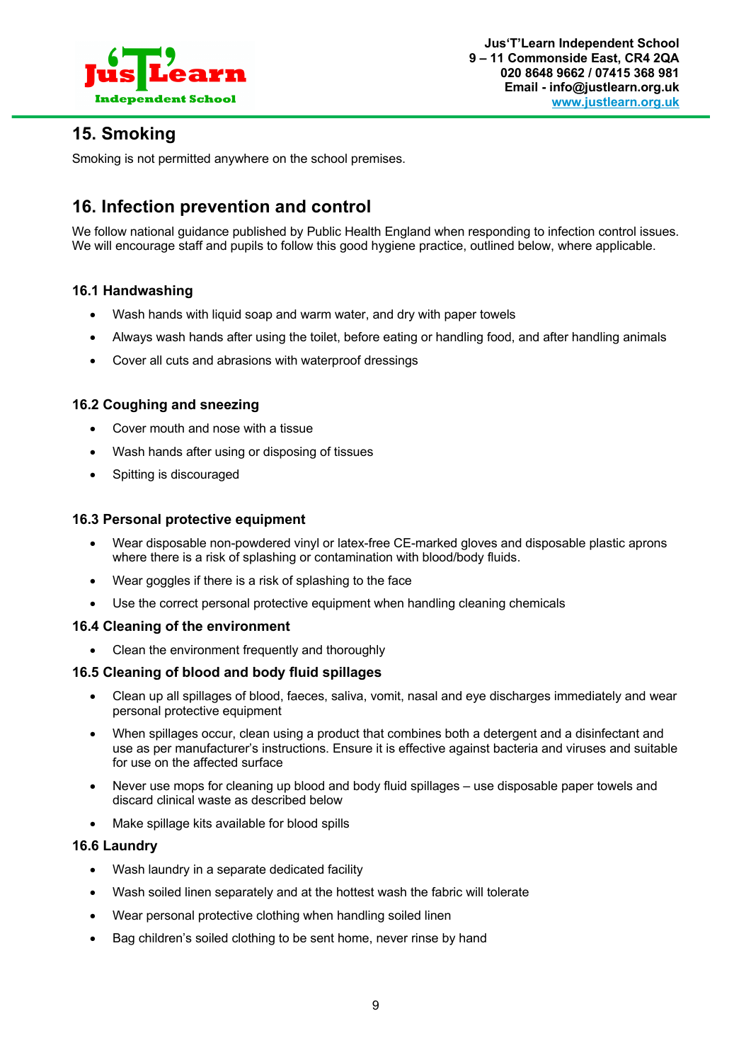## 15. Smoking

Smoking is not permitted anywhere on the school premises.

## 16. Infection prevention and control

We follow national guidance published by Public Health England when responding to infection control issues. We will encourage staff and pupils to follow this good hygiene practice, outlined below, where applicable.

### 16.1 Handwashing

- Wash hands with liquid soap and warm water, and dry with paper towels
- Always wash hands after using the toilet, before eating or handling food, and after handling animals
- Cover all cuts and abrasions with waterproof dressings

### 16.2 Coughing and sneezing

- Cover mouth and nose with a tissue
- Wash hands after using or disposing of tissues
- Spitting is discouraged

### 16.3 Personal protective equipment

- Wear disposable non-powdered vinyl or latex-free CE-marked gloves and disposable plastic aprons where there is a risk of splashing or contamination with blood/body fluids.
- Wear goggles if there is a risk of splashing to the face
- Use the correct personal protective equipment when handling cleaning chemicals

### 16.4 Cleaning of the environment

- Clean the environment frequently and thoroughly

### 16.5 Cleaning of blood and body fluid spillages

- Clean up all spillages of blood, faeces, saliva, vomit, nasal and eye discharges immediately and wear personal protective equipment
- When spillages occur, clean using a product that combines both a detergent and a disinfectant and use as per manufacturer's instructions. Ensure it is effective against bacteria and viruses and suitable for use on the affected surface
- Never use mops for cleaning up blood and body fluid spillages – use disposable paper towels and discard clinical waste as described below
- Make spillage kits available for blood spills

### 16.6 Laundry

- Wash laundry in a separate dedicated facility
- Wash soiled linen separately and at the hottest wash the fabric will tolerate
- Wear personal protective clothing when handling soiled linen
- Bag children's soiled clothing to be sent home, never rinse by hand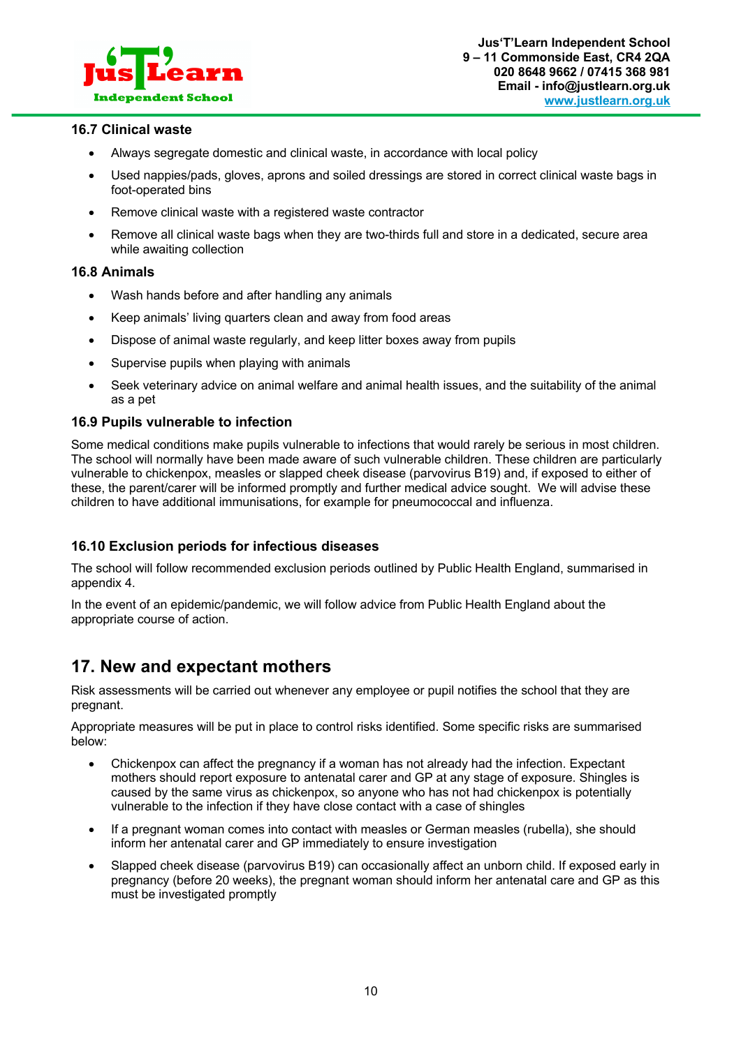### 16.7 Clinical waste

- Always segregate domestic and clinical waste, in accordance with local policy
- Used nappies/pads, gloves, aprons and soiled dressings are stored in correct clinical waste bags in foot-operated bins
- Remove clinical waste with a registered waste contractor
- Remove all clinical waste bags when they are two-thirds full and store in a dedicated, secure area while awaiting collection

### 16.8 Animals

- Wash hands before and after handling any animals
- Keep animals' living quarters clean and away from food areas
- Dispose of animal waste regularly, and keep litter boxes away from pupils
- Supervise pupils when playing with animals
- Seek veterinary advice on animal welfare and animal health issues, and the suitability of the animal as a pet

### 16.9 Pupils vulnerable to infection

Some medical conditions make pupils vulnerable to infections that would rarely be serious in most children. The school will normally have been made aware of such vulnerable children. These children are particularly vulnerable to chickenpox, measles or slapped cheek disease (parvovirus B19) and, if exposed to either of these, the parent/carer will be informed promptly and further medical advice sought. We will advise these children to have additional immunisations, for example for pneumococcal and influenza.

### 16.10 Exclusion periods for infectious diseases

The school will follow recommended exclusion periods outlined by Public Health England, summarised in appendix 4.

In the event of an epidemic/pandemic, we will follow advice from Public Health England about the appropriate course of action.

## 17. New and expectant mothers

Risk assessments will be carried out whenever any employee or pupil notifies the school that they are pregnant.

Appropriate measures will be put in place to control risks identified. Some specific risks are summarised below:

- Chickenpox can affect the pregnancy if a woman has not already had the infection. Expectant mothers should report exposure to antenatal carer and GP at any stage of exposure. Shingles is caused by the same virus as chickenpox, so anyone who has not had chickenpox is potentially vulnerable to the infection if they have close contact with a case of shingles
- If a pregnant woman comes into contact with measles or German measles (rubella), she should inform her antenatal carer and GP immediately to ensure investigation
- Slapped cheek disease (parvovirus B19) can occasionally affect an unborn child. If exposed early in pregnancy (before 20 weeks), the pregnant woman should inform her antenatal care and GP as this must be investigated promptly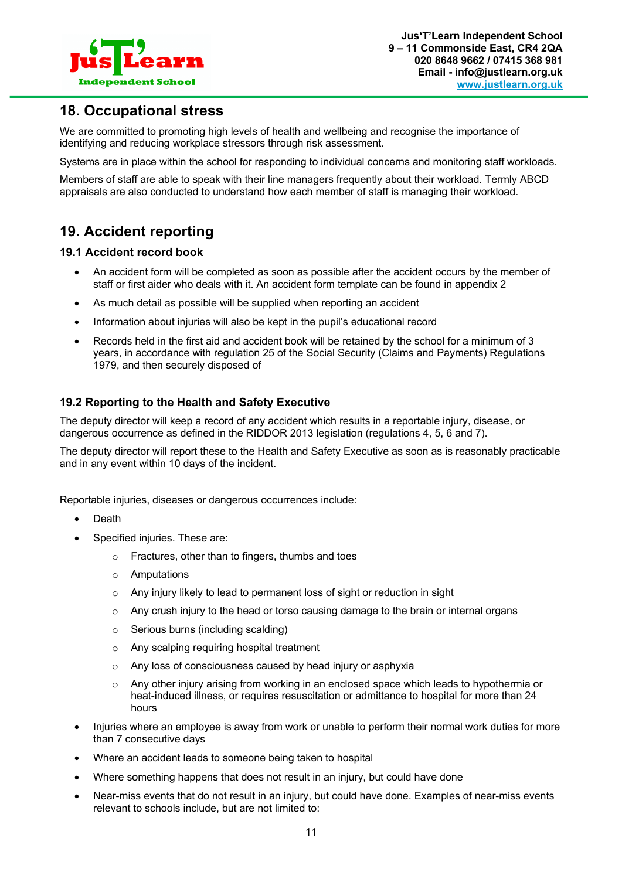## 18. Occupational stress

We are committed to promoting high levels of health and wellbeing and recognise the importance of identifying and reducing workplace stressors through risk assessment.

Systems are in place within the school for responding to individual concerns and monitoring staff workloads.

Members of staff are able to speak with their line managers frequently about their workload. Termly ABCD appraisals are also conducted to understand how each member of staff is managing their workload.

## 19. Accident reporting

### 19.1 Accident record book

- An accident form will be completed as soon as possible after the accident occurs by the member of staff or first aider who deals with it. An accident form template can be found in appendix 2
- As much detail as possible will be supplied when reporting an accident
- Information about injuries will also be kept in the pupil's educational record
- Records held in the first aid and accident book will be retained by the school for a minimum of 3 years, in accordance with regulation 25 of the Social Security (Claims and Payments) Regulations 1979, and then securely disposed of

### 19.2 Reporting to the Health and Safety Executive

The deputy director will keep a record of any accident which results in a reportable injury, disease, or dangerous occurrence as defined in the RIDDOR 2013 legislation (regulations 4, 5, 6 and 7).

The deputy director will report these to the Health and Safety Executive as soon as is reasonably practicable and in any event within 10 days of the incident.

Reportable injuries, diseases or dangerous occurrences include:

- Death
- Specified injuries. These are:
  - Fractures, other than to fingers, thumbs and toes
  - Amputations
  - Any injury likely to lead to permanent loss of sight or reduction in sight
  - Any crush injury to the head or torso causing damage to the brain or internal organs
  - Serious burns (including scalding)
  - Any scalping requiring hospital treatment
  - Any loss of consciousness caused by head injury or asphyxia
  - Any other injury arising from working in an enclosed space which leads to hypothermia or heat-induced illness, or requires resuscitation or admittance to hospital for more than 24 hours
- Injuries where an employee is away from work or unable to perform their normal work duties for more than 7 consecutive days
- Where an accident leads to someone being taken to hospital
- Where something happens that does not result in an injury, but could have done
- Near-miss events that do not result in an injury, but could have done. Examples of near-miss events relevant to schools include, but are not limited to: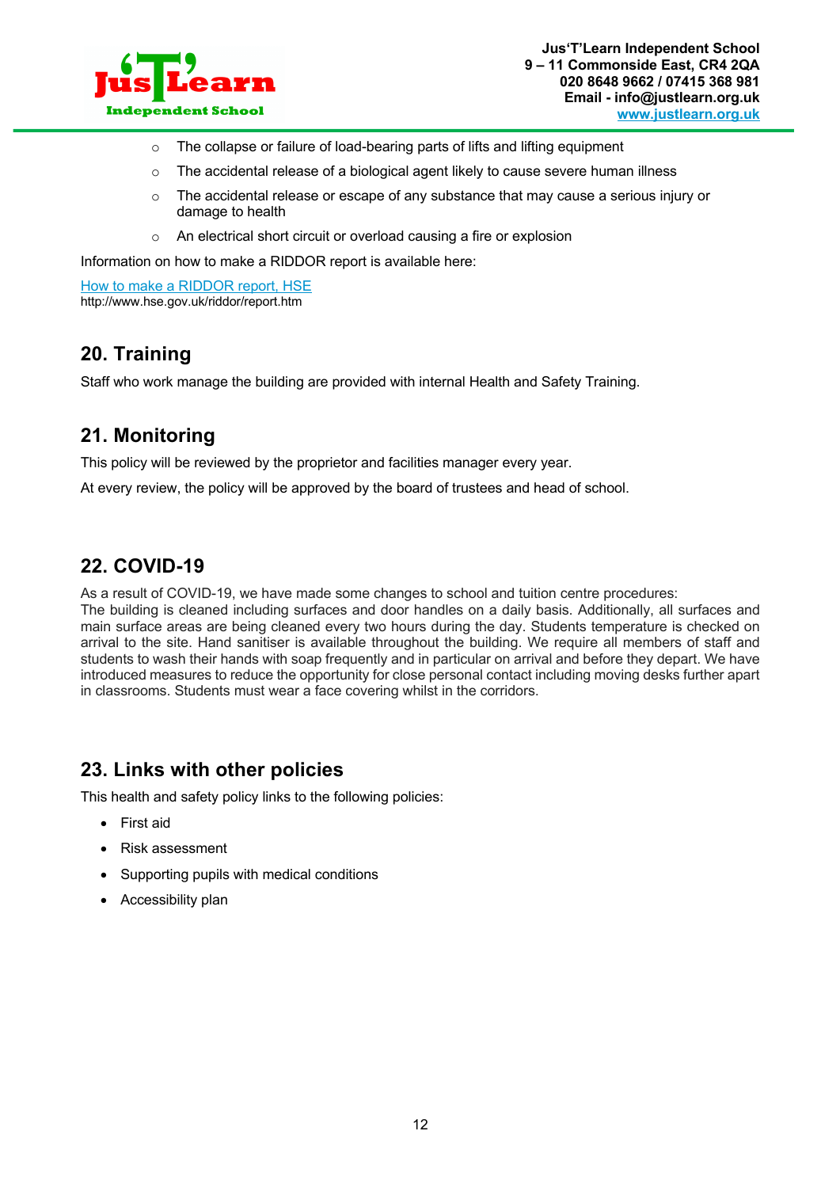- The collapse or failure of load-bearing parts of lifts and lifting equipment
- The accidental release of a biological agent likely to cause severe human illness
- The accidental release or escape of any substance that may cause a serious injury or damage to health
- An electrical short circuit or overload causing a fire or explosion

Information on how to make a RIDDOR report is available here:

[How to make a RIDDOR report, HSE](http://www.hse.gov.uk/riddor/report.htm)
http://www.hse.gov.uk/riddor/report.htm

## 20. Training

Staff who work manage the building are provided with internal Health and Safety Training.

## 21. Monitoring

This policy will be reviewed by the proprietor and facilities manager every year.

At every review, the policy will be approved by the board of trustees and head of school.

## 22. COVID-19

As a result of COVID-19, we have made some changes to school and tuition centre procedures:
The building is cleaned including surfaces and door handles on a daily basis. Additionally, all surfaces and main surface areas are being cleaned every two hours during the day. Students temperature is checked on arrival to the site. Hand sanitiser is available throughout the building. We require all members of staff and students to wash their hands with soap frequently and in particular on arrival and before they depart. We have introduced measures to reduce the opportunity for close personal contact including moving desks further apart in classrooms. Students must wear a face covering whilst in the corridors.

## 23. Links with other policies

This health and safety policy links to the following policies:

- First aid
- Risk assessment
- Supporting pupils with medical conditions
- Accessibility plan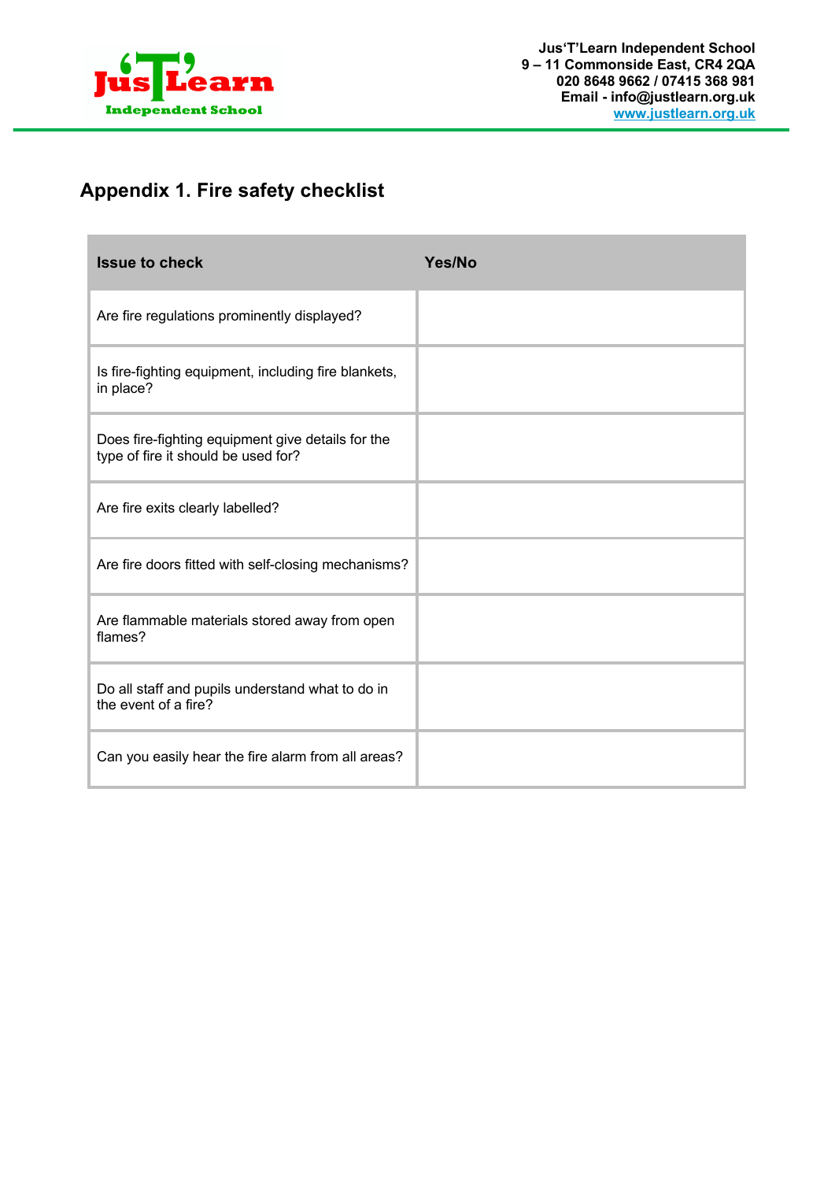## Appendix 1. Fire safety checklist

| Issue to check | Yes/No |
| --- | --- |
| Are fire regulations prominently displayed? | |
| Is fire-fighting equipment, including fire blankets, in place? | |
| Does fire-fighting equipment give details for the type of fire it should be used for? | |
| Are fire exits clearly labelled? | |
| Are fire doors fitted with self-closing mechanisms? | |
| Are flammable materials stored away from open flames? | |
| Do all staff and pupils understand what to do in the event of a fire? | |
| Can you easily hear the fire alarm from all areas? | |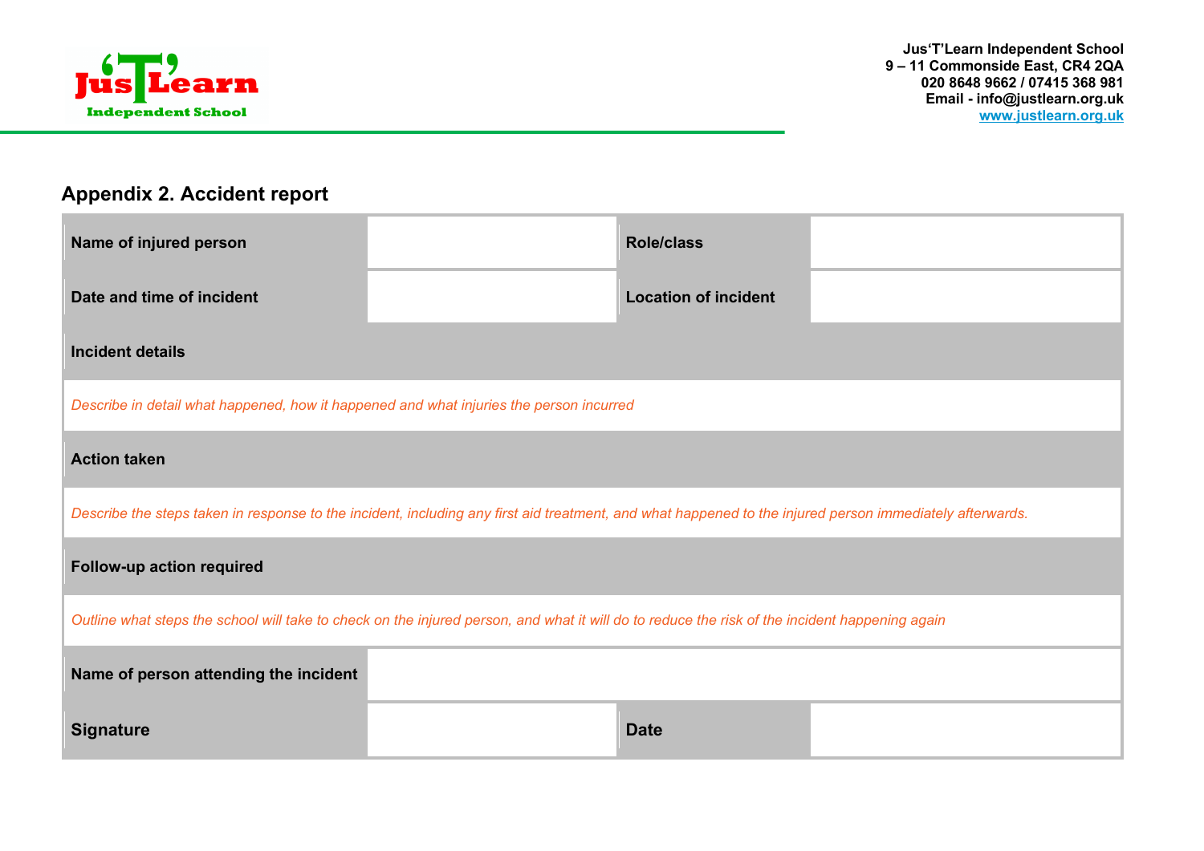## Appendix 2. Accident report

| Name of injured person | | Role/class | |
|---|---|---|---|
| Date and time of incident | | Location of incident | |
| **Incident details** | | | |
| *Describe in detail what happened, how it happened and what injuries the person incurred* | | | |
| **Action taken** | | | |
| *Describe the steps taken in response to the incident, including any first aid treatment, and what happened to the injured person immediately afterwards.* | | | |
| **Follow-up action required** | | | |
| *Outline what steps the school will take to check on the injured person, and what it will do to reduce the risk of the incident happening again* | | | |
| Name of person attending the incident | | | |
| Signature | | Date | |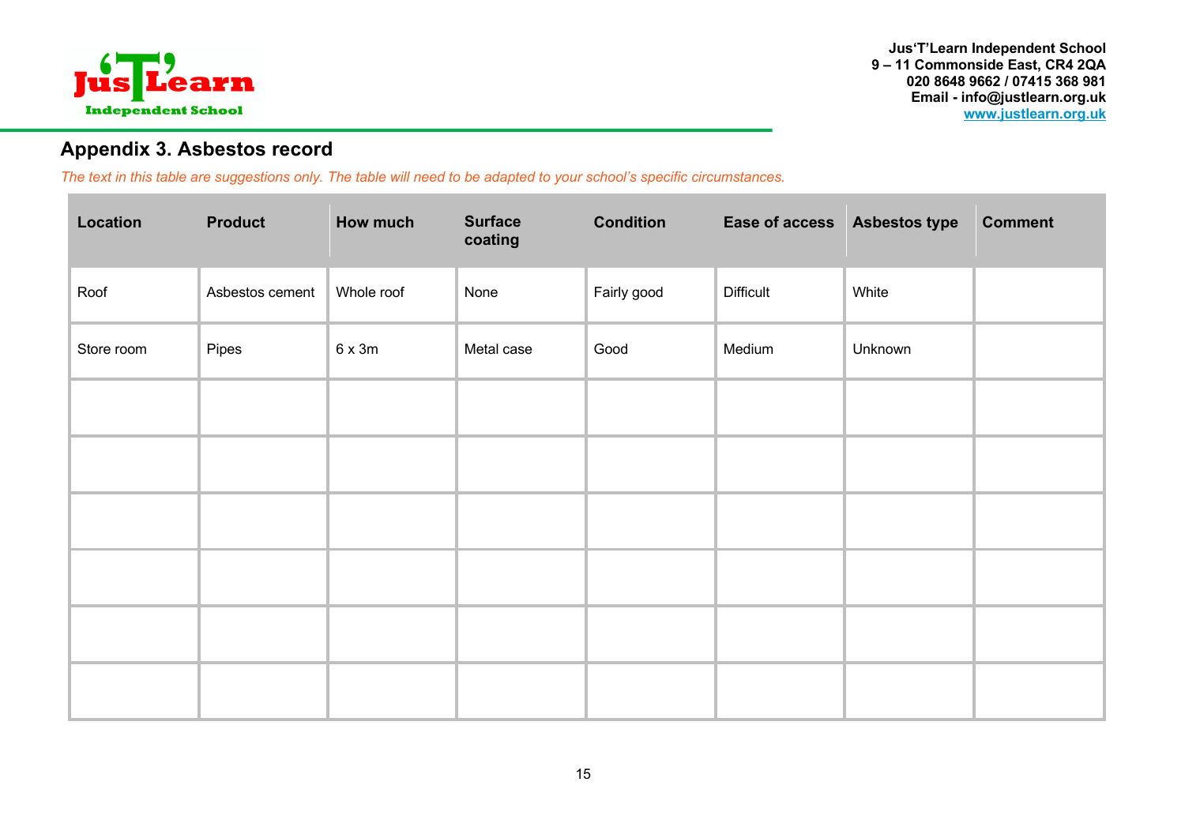## Appendix 3. Asbestos record

*The text in this table are suggestions only. The table will need to be adapted to your school's specific circumstances.*

| Location | Product | How much | Surface coating | Condition | Ease of access | Asbestos type | Comment |
|---|---|---|---|---|---|---|---|
| Roof | Asbestos cement | Whole roof | None | Fairly good | Difficult | White | |
| Store room | Pipes | 6 x 3m | Metal case | Good | Medium | Unknown | |
| | | | | | | | |
| | | | | | | | |
| | | | | | | | |
| | | | | | | | |
| | | | | | | | |
| | | | | | | | |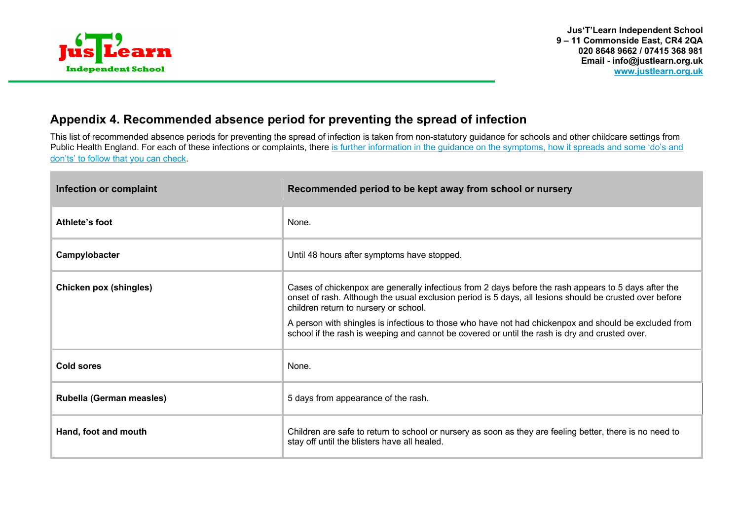## Appendix 4. Recommended absence period for preventing the spread of infection

This list of recommended absence periods for preventing the spread of infection is taken from non-statutory guidance for schools and other childcare settings from Public Health England. For each of these infections or complaints, there is further information in the guidance on the symptoms, how it spreads and some 'do's and don'ts' to follow that you can check.

| Infection or complaint | Recommended period to be kept away from school or nursery |
|---|---|
| **Athlete's foot** | None. |
| **Campylobacter** | Until 48 hours after symptoms have stopped. |
| **Chicken pox (shingles)** | Cases of chickenpox are generally infectious from 2 days before the rash appears to 5 days after the onset of rash. Although the usual exclusion period is 5 days, all lesions should be crusted over before children return to nursery or school.<br><br>A person with shingles is infectious to those who have not had chickenpox and should be excluded from school if the rash is weeping and cannot be covered or until the rash is dry and crusted over. |
| **Cold sores** | None. |
| **Rubella (German measles)** | 5 days from appearance of the rash. |
| **Hand, foot and mouth** | Children are safe to return to school or nursery as soon as they are feeling better, there is no need to stay off until the blisters have all healed. |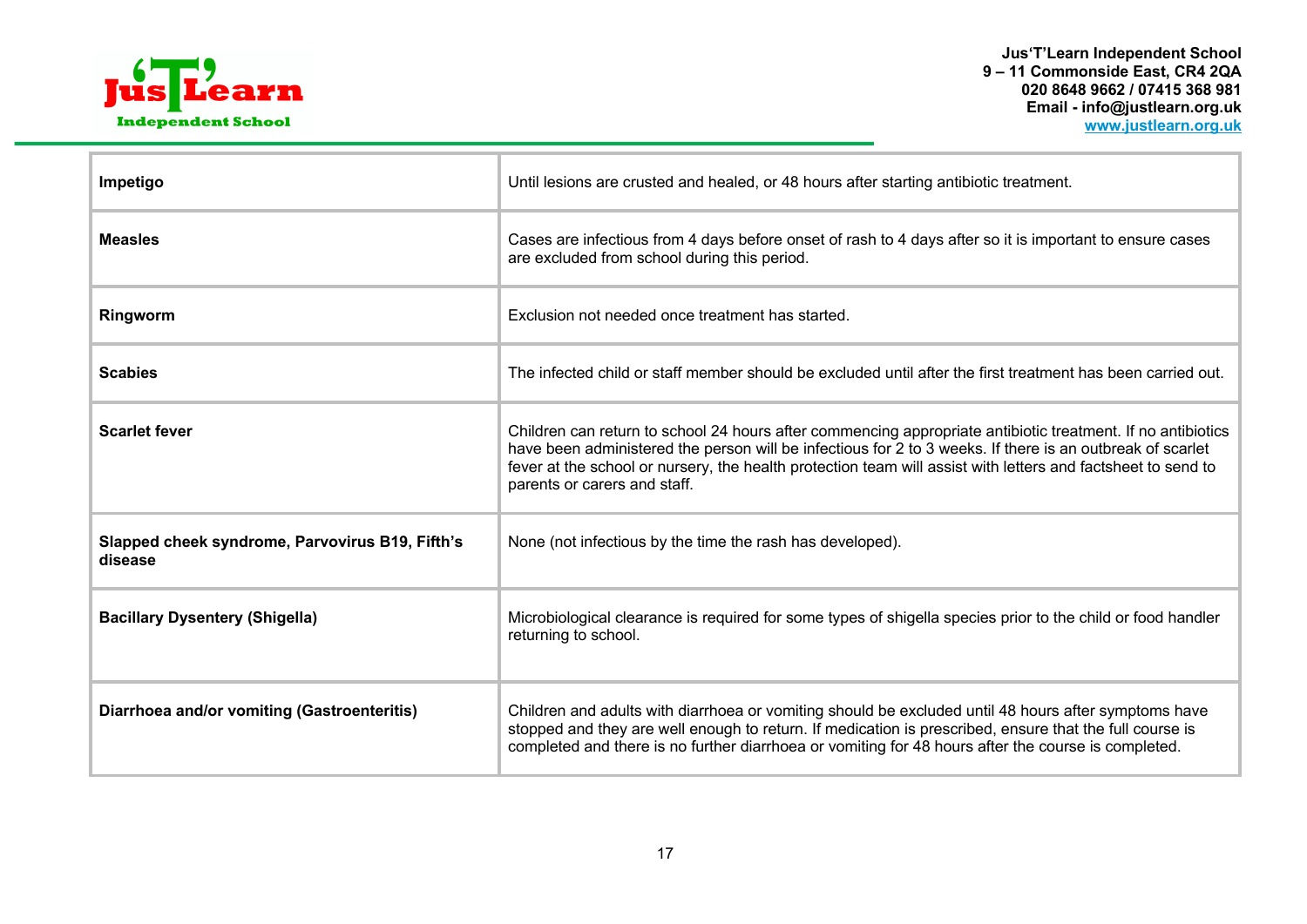| **Impetigo** | Until lesions are crusted and healed, or 48 hours after starting antibiotic treatment. |
|---|---|
| **Measles** | Cases are infectious from 4 days before onset of rash to 4 days after so it is important to ensure cases are excluded from school during this period. |
| **Ringworm** | Exclusion not needed once treatment has started. |
| **Scabies** | The infected child or staff member should be excluded until after the first treatment has been carried out. |
| **Scarlet fever** | Children can return to school 24 hours after commencing appropriate antibiotic treatment. If no antibiotics have been administered the person will be infectious for 2 to 3 weeks. If there is an outbreak of scarlet fever at the school or nursery, the health protection team will assist with letters and factsheet to send to parents or carers and staff. |
| **Slapped cheek syndrome, Parvovirus B19, Fifth's disease** | None (not infectious by the time the rash has developed). |
| **Bacillary Dysentery (Shigella)** | Microbiological clearance is required for some types of shigella species prior to the child or food handler returning to school. |
| **Diarrhoea and/or vomiting (Gastroenteritis)** | Children and adults with diarrhoea or vomiting should be excluded until 48 hours after symptoms have stopped and they are well enough to return. If medication is prescribed, ensure that the full course is completed and there is no further diarrhoea or vomiting for 48 hours after the course is completed. |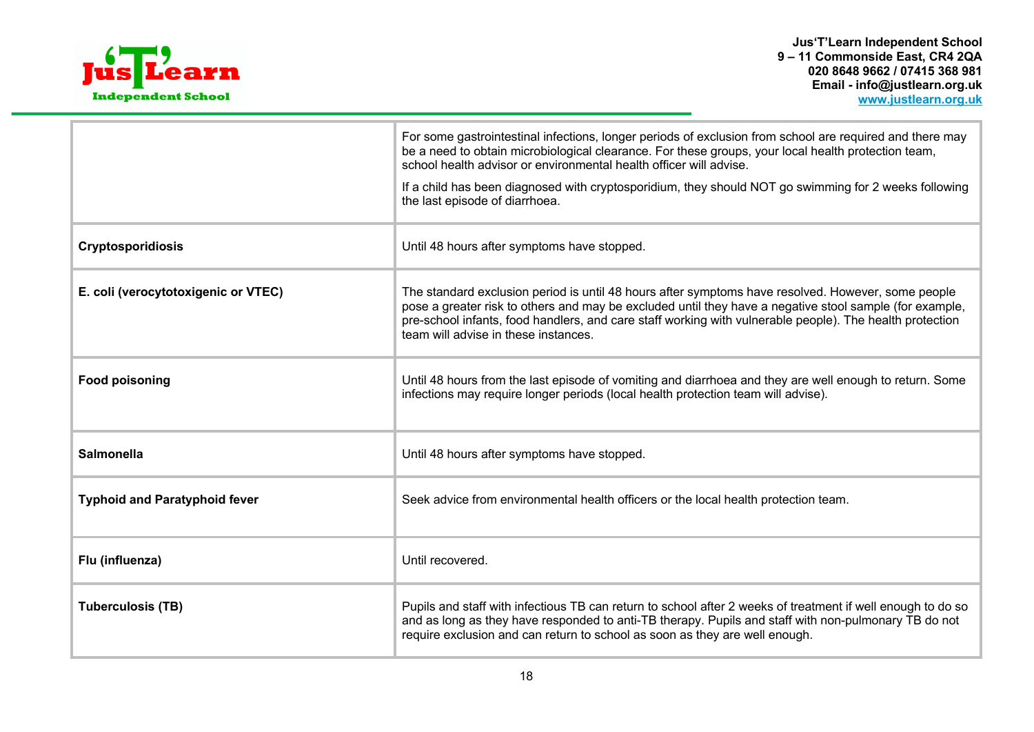| | |
|---|---|
| | For some gastrointestinal infections, longer periods of exclusion from school are required and there may be a need to obtain microbiological clearance. For these groups, your local health protection team, school health advisor or environmental health officer will advise.<br><br>If a child has been diagnosed with cryptosporidium, they should NOT go swimming for 2 weeks following the last episode of diarrhoea. |
| **Cryptosporidiosis** | Until 48 hours after symptoms have stopped. |
| **E. coli (verocytotoxigenic or VTEC)** | The standard exclusion period is until 48 hours after symptoms have resolved. However, some people pose a greater risk to others and may be excluded until they have a negative stool sample (for example, pre-school infants, food handlers, and care staff working with vulnerable people). The health protection team will advise in these instances. |
| **Food poisoning** | Until 48 hours from the last episode of vomiting and diarrhoea and they are well enough to return. Some infections may require longer periods (local health protection team will advise). |
| **Salmonella** | Until 48 hours after symptoms have stopped. |
| **Typhoid and Paratyphoid fever** | Seek advice from environmental health officers or the local health protection team. |
| **Flu (influenza)** | Until recovered. |
| **Tuberculosis (TB)** | Pupils and staff with infectious TB can return to school after 2 weeks of treatment if well enough to do so and as long as they have responded to anti-TB therapy. Pupils and staff with non-pulmonary TB do not require exclusion and can return to school as soon as they are well enough. |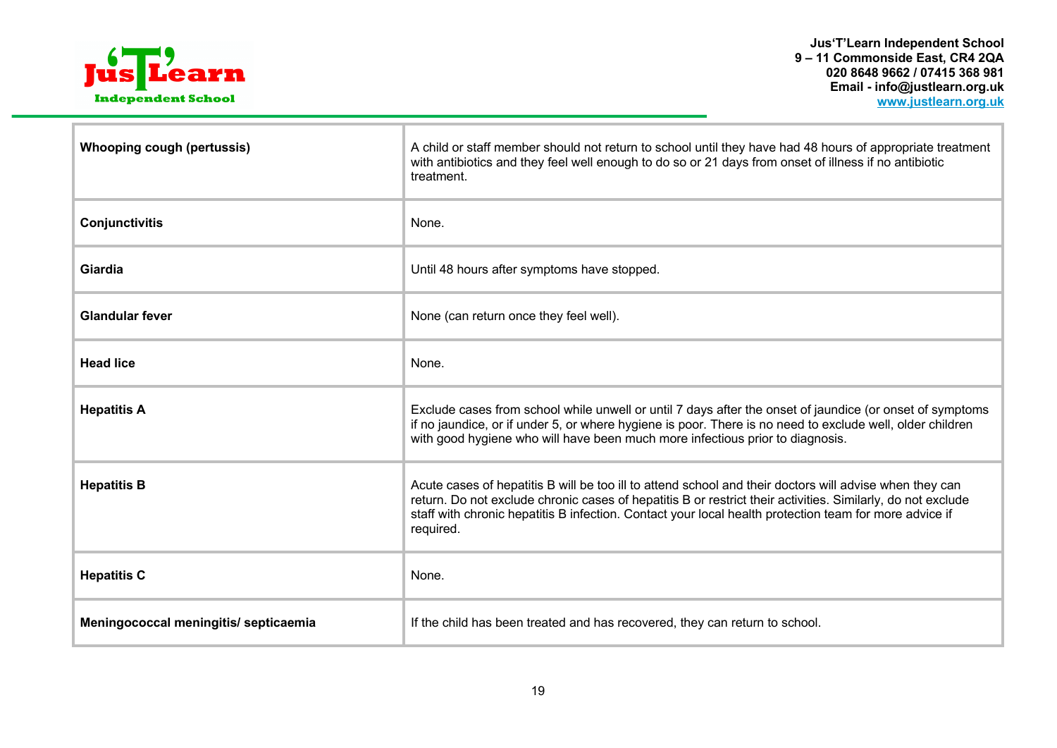| | |
|---|---|
| **Whooping cough (pertussis)** | A child or staff member should not return to school until they have had 48 hours of appropriate treatment with antibiotics and they feel well enough to do so or 21 days from onset of illness if no antibiotic treatment. |
| **Conjunctivitis** | None. |
| **Giardia** | Until 48 hours after symptoms have stopped. |
| **Glandular fever** | None (can return once they feel well). |
| **Head lice** | None. |
| **Hepatitis A** | Exclude cases from school while unwell or until 7 days after the onset of jaundice (or onset of symptoms if no jaundice, or if under 5, or where hygiene is poor. There is no need to exclude well, older children with good hygiene who will have been much more infectious prior to diagnosis. |
| **Hepatitis B** | Acute cases of hepatitis B will be too ill to attend school and their doctors will advise when they can return. Do not exclude chronic cases of hepatitis B or restrict their activities. Similarly, do not exclude staff with chronic hepatitis B infection. Contact your local health protection team for more advice if required. |
| **Hepatitis C** | None. |
| **Meningococcal meningitis/ septicaemia** | If the child has been treated and has recovered, they can return to school. |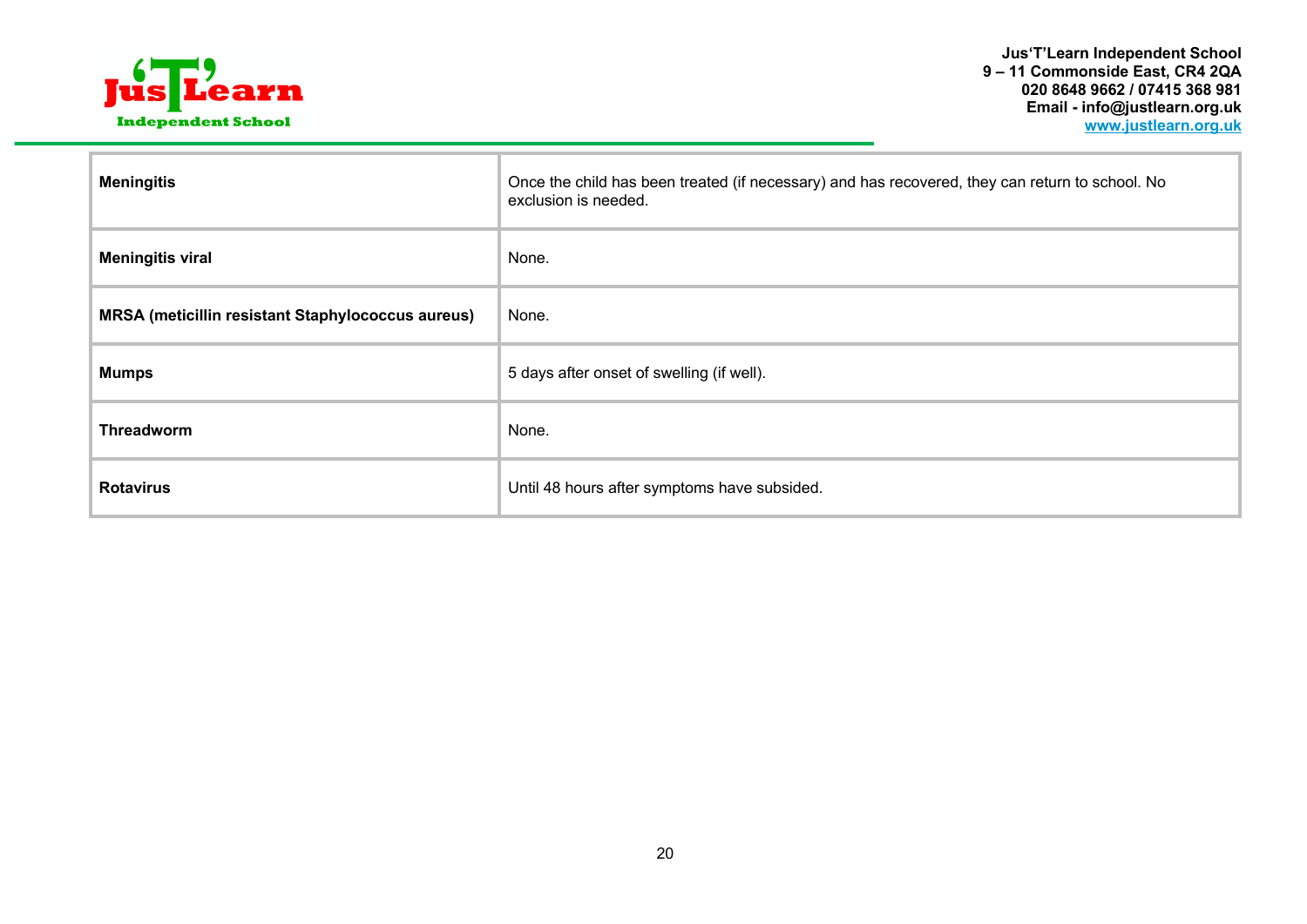| | |
|---|---|
| **Meningitis** | Once the child has been treated (if necessary) and has recovered, they can return to school. No exclusion is needed. |
| **Meningitis viral** | None. |
| **MRSA (meticillin resistant Staphylococcus aureus)** | None. |
| **Mumps** | 5 days after onset of swelling (if well). |
| **Threadworm** | None. |
| **Rotavirus** | Until 48 hours after symptoms have subsided. |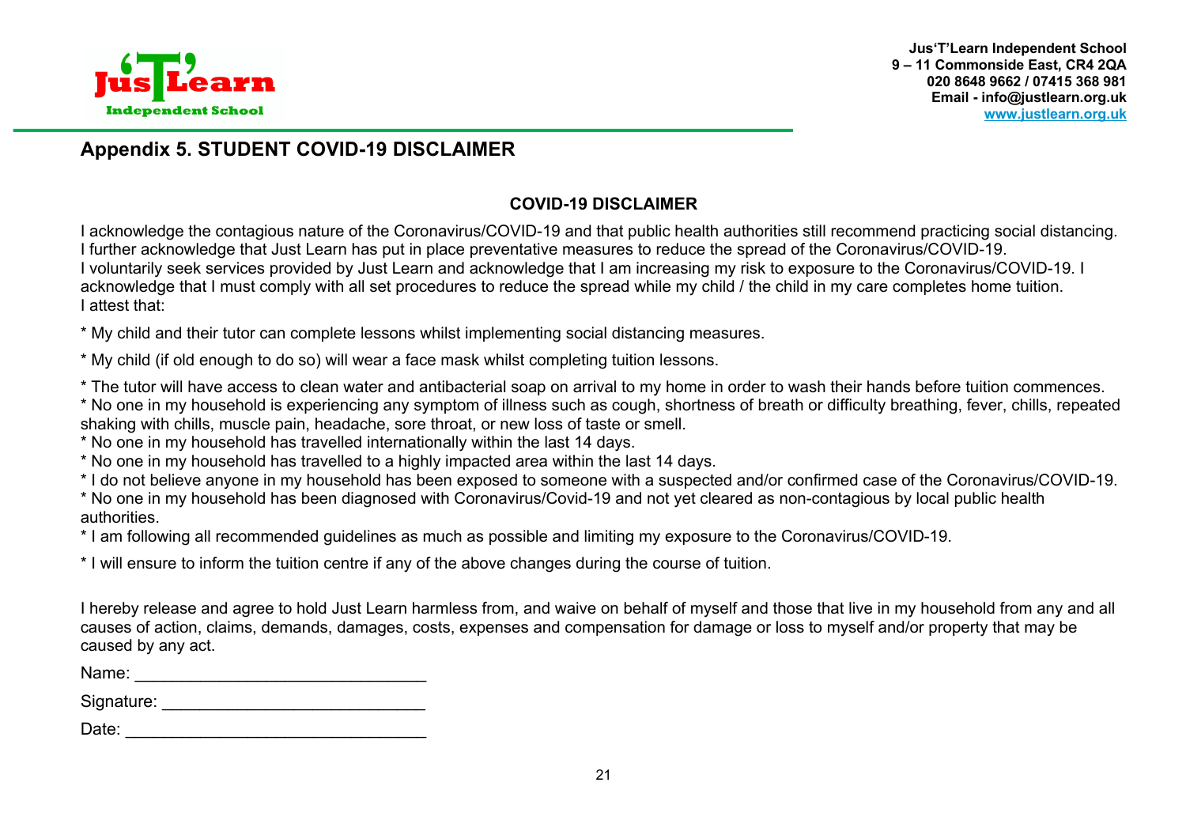## Appendix 5. STUDENT COVID-19 DISCLAIMER

### COVID-19 DISCLAIMER

I acknowledge the contagious nature of the Coronavirus/COVID-19 and that public health authorities still recommend practicing social distancing. I further acknowledge that Just Learn has put in place preventative measures to reduce the spread of the Coronavirus/COVID-19.
I voluntarily seek services provided by Just Learn and acknowledge that I am increasing my risk to exposure to the Coronavirus/COVID-19. I acknowledge that I must comply with all set procedures to reduce the spread while my child / the child in my care completes home tuition.
I attest that:

* My child and their tutor can complete lessons whilst implementing social distancing measures.

* My child (if old enough to do so) will wear a face mask whilst completing tuition lessons.

* The tutor will have access to clean water and antibacterial soap on arrival to my home in order to wash their hands before tuition commences.
* No one in my household is experiencing any symptom of illness such as cough, shortness of breath or difficulty breathing, fever, chills, repeated shaking with chills, muscle pain, headache, sore throat, or new loss of taste or smell.
* No one in my household has travelled internationally within the last 14 days.
* No one in my household has travelled to a highly impacted area within the last 14 days.
* I do not believe anyone in my household has been exposed to someone with a suspected and/or confirmed case of the Coronavirus/COVID-19.
* No one in my household has been diagnosed with Coronavirus/Covid-19 and not yet cleared as non-contagious by local public health authorities.
* I am following all recommended guidelines as much as possible and limiting my exposure to the Coronavirus/COVID-19.

* I will ensure to inform the tuition centre if any of the above changes during the course of tuition.

I hereby release and agree to hold Just Learn harmless from, and waive on behalf of myself and those that live in my household from any and all causes of action, claims, demands, damages, costs, expenses and compensation for damage or loss to myself and/or property that may be caused by any act.

Name: ______________________________

Signature: ___________________________

Date: _______________________________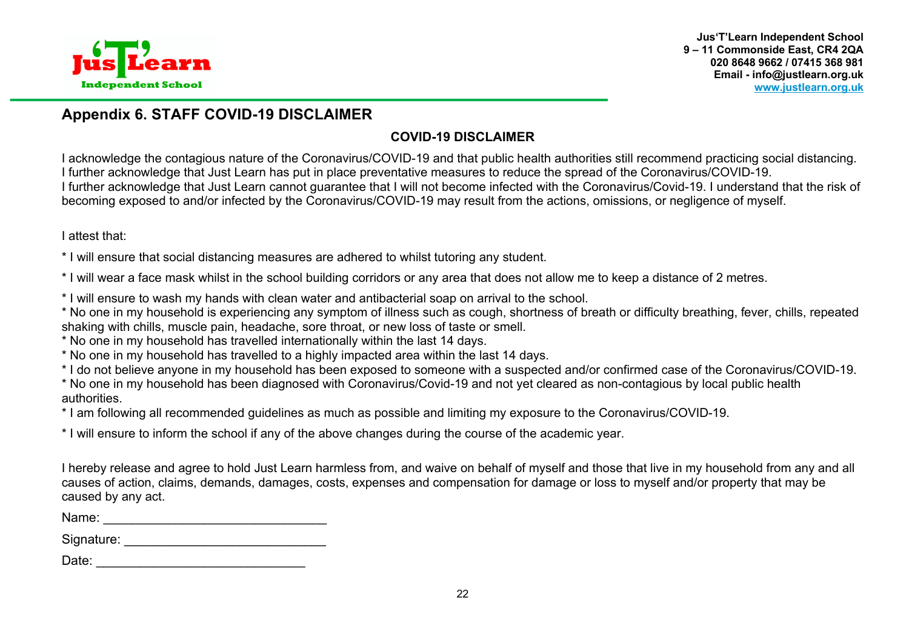## Appendix 6. STAFF COVID-19 DISCLAIMER

**COVID-19 DISCLAIMER**

I acknowledge the contagious nature of the Coronavirus/COVID-19 and that public health authorities still recommend practicing social distancing. I further acknowledge that Just Learn has put in place preventative measures to reduce the spread of the Coronavirus/COVID-19.
I further acknowledge that Just Learn cannot guarantee that I will not become infected with the Coronavirus/Covid-19. I understand that the risk of becoming exposed to and/or infected by the Coronavirus/COVID-19 may result from the actions, omissions, or negligence of myself.

I attest that:

* I will ensure that social distancing measures are adhered to whilst tutoring any student.

* I will wear a face mask whilst in the school building corridors or any area that does not allow me to keep a distance of 2 metres.

* I will ensure to wash my hands with clean water and antibacterial soap on arrival to the school.
* No one in my household is experiencing any symptom of illness such as cough, shortness of breath or difficulty breathing, fever, chills, repeated shaking with chills, muscle pain, headache, sore throat, or new loss of taste or smell.
* No one in my household has travelled internationally within the last 14 days.
* No one in my household has travelled to a highly impacted area within the last 14 days.
* I do not believe anyone in my household has been exposed to someone with a suspected and/or confirmed case of the Coronavirus/COVID-19.
* No one in my household has been diagnosed with Coronavirus/Covid-19 and not yet cleared as non-contagious by local public health authorities.
* I am following all recommended guidelines as much as possible and limiting my exposure to the Coronavirus/COVID-19.

* I will ensure to inform the school if any of the above changes during the course of the academic year.

I hereby release and agree to hold Just Learn harmless from, and waive on behalf of myself and those that live in my household from any and all causes of action, claims, demands, damages, costs, expenses and compensation for damage or loss to myself and/or property that may be caused by any act.

Name: ______________________________

Signature: ___________________________

Date: ____________________________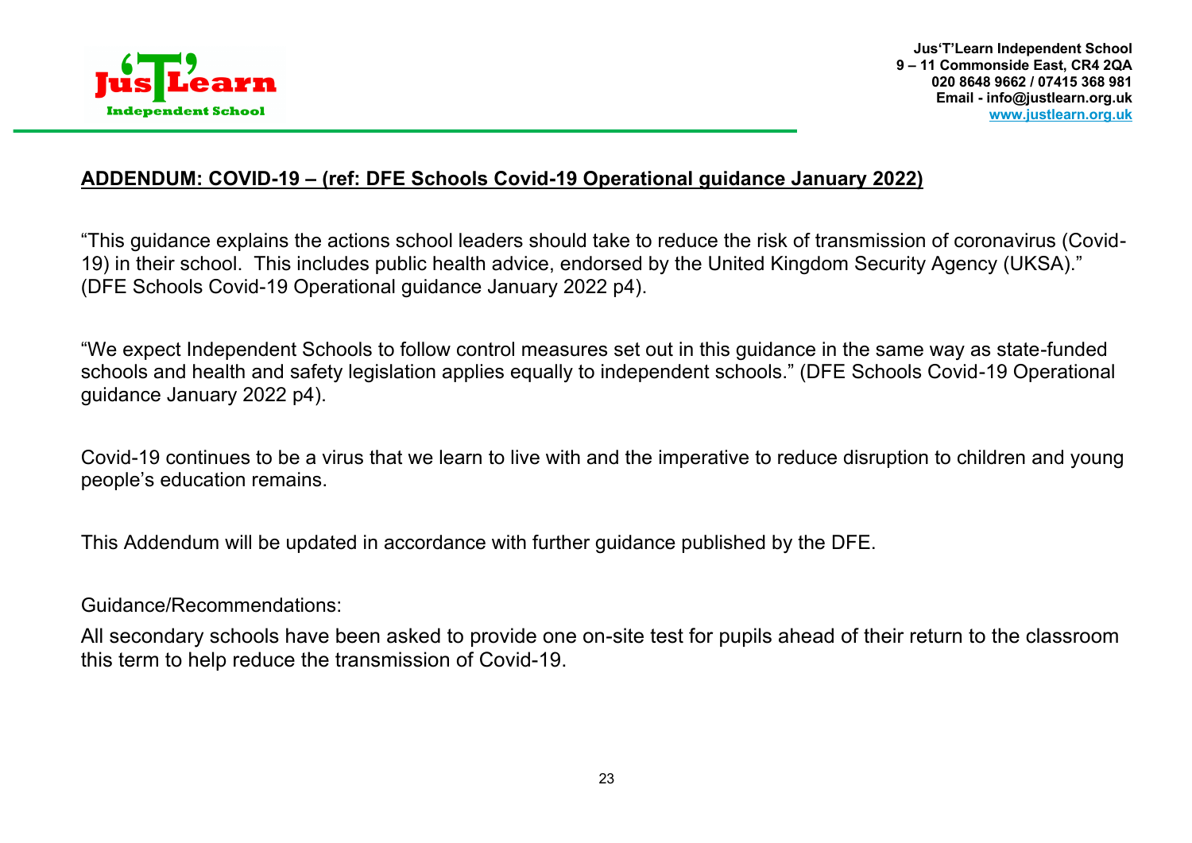## ADDENDUM: COVID-19 – (ref: DFE Schools Covid-19 Operational guidance January 2022)

"This guidance explains the actions school leaders should take to reduce the risk of transmission of coronavirus (Covid-19) in their school. This includes public health advice, endorsed by the United Kingdom Security Agency (UKSA)." (DFE Schools Covid-19 Operational guidance January 2022 p4).

"We expect Independent Schools to follow control measures set out in this guidance in the same way as state-funded schools and health and safety legislation applies equally to independent schools." (DFE Schools Covid-19 Operational guidance January 2022 p4).

Covid-19 continues to be a virus that we learn to live with and the imperative to reduce disruption to children and young people's education remains.

This Addendum will be updated in accordance with further guidance published by the DFE.

Guidance/Recommendations:

All secondary schools have been asked to provide one on-site test for pupils ahead of their return to the classroom this term to help reduce the transmission of Covid-19.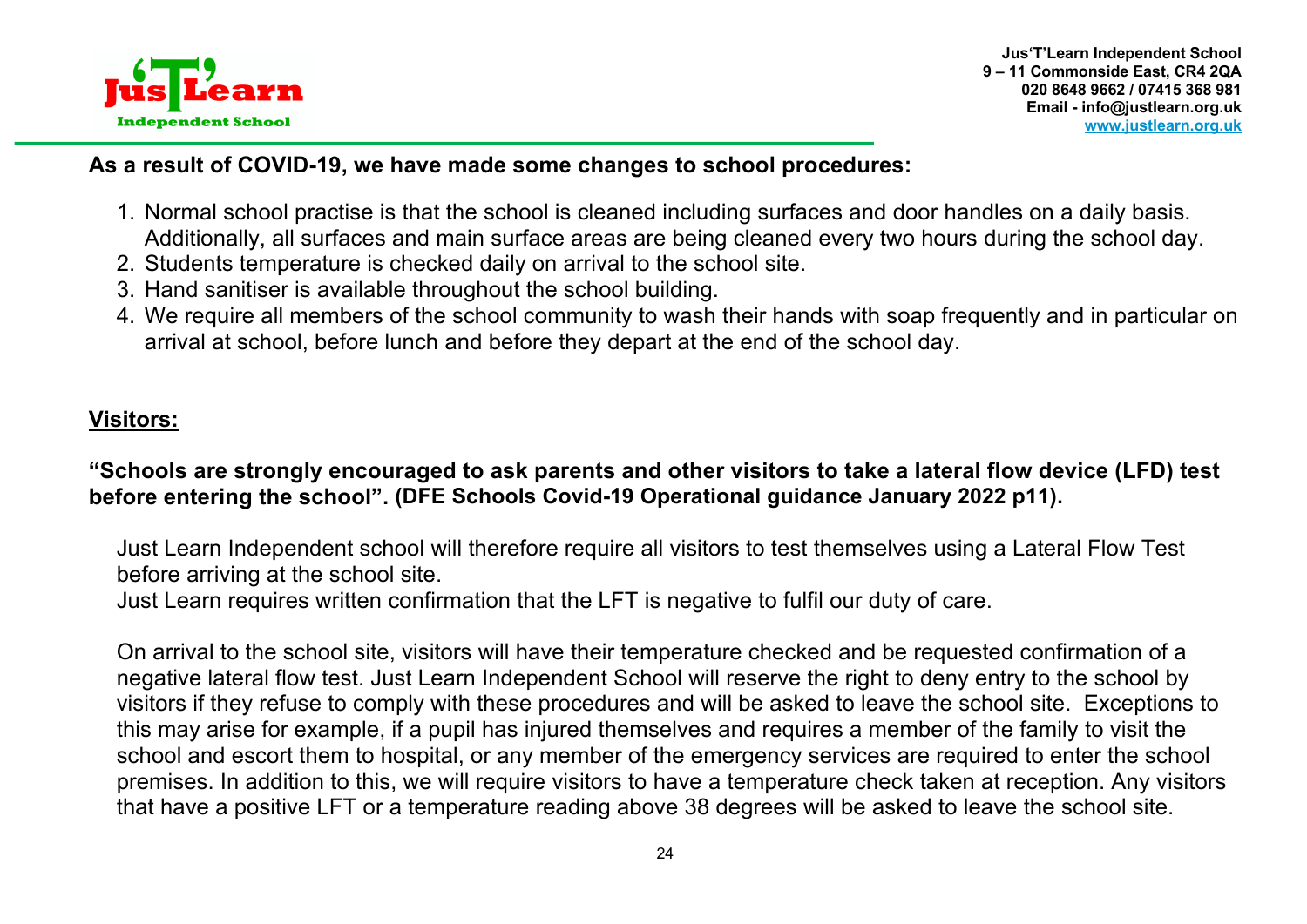**As a result of COVID-19, we have made some changes to school procedures:**

1. Normal school practise is that the school is cleaned including surfaces and door handles on a daily basis. Additionally, all surfaces and main surface areas are being cleaned every two hours during the school day.
2. Students temperature is checked daily on arrival to the school site.
3. Hand sanitiser is available throughout the school building.
4. We require all members of the school community to wash their hands with soap frequently and in particular on arrival at school, before lunch and before they depart at the end of the school day.

## Visitors:

**"Schools are strongly encouraged to ask parents and other visitors to take a lateral flow device (LFD) test before entering the school". (DFE Schools Covid-19 Operational guidance January 2022 p11).**

Just Learn Independent school will therefore require all visitors to test themselves using a Lateral Flow Test before arriving at the school site.
Just Learn requires written confirmation that the LFT is negative to fulfil our duty of care.

On arrival to the school site, visitors will have their temperature checked and be requested confirmation of a negative lateral flow test. Just Learn Independent School will reserve the right to deny entry to the school by visitors if they refuse to comply with these procedures and will be asked to leave the school site. Exceptions to this may arise for example, if a pupil has injured themselves and requires a member of the family to visit the school and escort them to hospital, or any member of the emergency services are required to enter the school premises. In addition to this, we will require visitors to have a temperature check taken at reception. Any visitors that have a positive LFT or a temperature reading above 38 degrees will be asked to leave the school site.